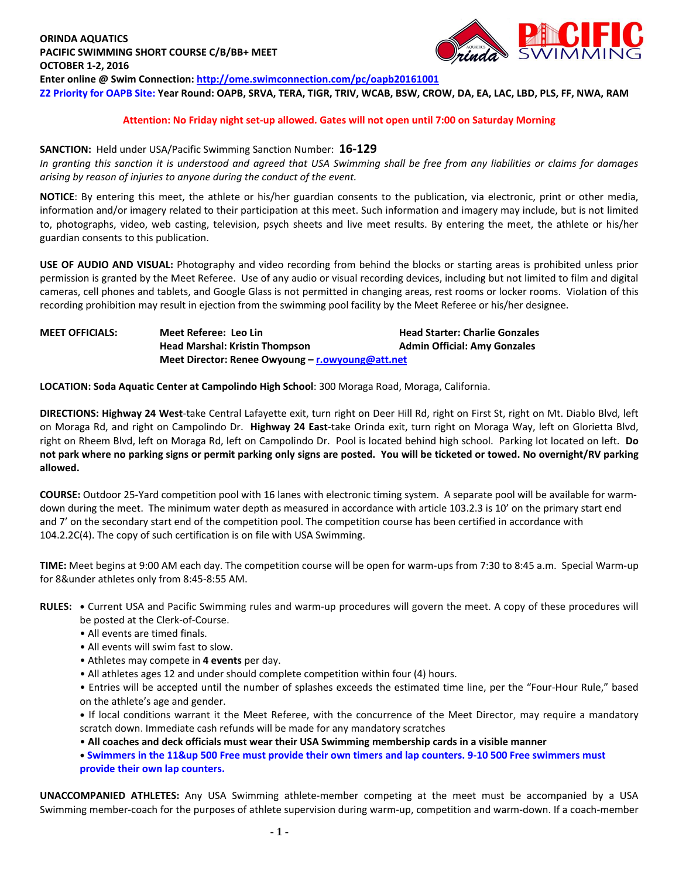**ORINDA AQUATICS**
**PACIFIC SWIMMING SHORT COURSE C/B/BB+ MEET**
**OCTOBER 1-2, 2016**
**Enter online @ Swim Connection: http://ome.swimconnection.com/pc/oapb20161001**
**Z2 Priority for OAPB Site: Year Round: OAPB, SRVA, TERA, TIGR, TRIV, WCAB, BSW, CROW, DA, EA, LAC, LBD, PLS, FF, NWA, RAM**

**Attention: No Friday night set-up allowed. Gates will not open until 7:00 on Saturday Morning**

**SANCTION:** Held under USA/Pacific Swimming Sanction Number: **16-129**
*In granting this sanction it is understood and agreed that USA Swimming shall be free from any liabilities or claims for damages arising by reason of injuries to anyone during the conduct of the event.*

**NOTICE**: By entering this meet, the athlete or his/her guardian consents to the publication, via electronic, print or other media, information and/or imagery related to their participation at this meet. Such information and imagery may include, but is not limited to, photographs, video, web casting, television, psych sheets and live meet results. By entering the meet, the athlete or his/her guardian consents to this publication.

**USE OF AUDIO AND VISUAL:** Photography and video recording from behind the blocks or starting areas is prohibited unless prior permission is granted by the Meet Referee. Use of any audio or visual recording devices, including but not limited to film and digital cameras, cell phones and tablets, and Google Glass is not permitted in changing areas, rest rooms or locker rooms. Violation of this recording prohibition may result in ejection from the swimming pool facility by the Meet Referee or his/her designee.

**MEET OFFICIALS:**
**Meet Referee: Leo Lin**
**Head Starter: Charlie Gonzales**
**Head Marshal: Kristin Thompson**
**Admin Official: Amy Gonzales**
**Meet Director: Renee Owyoung – r.owyoung@att.net**

**LOCATION: Soda Aquatic Center at Campolindo High School**: 300 Moraga Road, Moraga, California.

**DIRECTIONS: Highway 24 West**-take Central Lafayette exit, turn right on Deer Hill Rd, right on First St, right on Mt. Diablo Blvd, left on Moraga Rd, and right on Campolindo Dr. **Highway 24 East**-take Orinda exit, turn right on Moraga Way, left on Glorietta Blvd, right on Rheem Blvd, left on Moraga Rd, left on Campolindo Dr. Pool is located behind high school. Parking lot located on left. **Do not park where no parking signs or permit parking only signs are posted. You will be ticketed or towed. No overnight/RV parking allowed.**

**COURSE:** Outdoor 25-Yard competition pool with 16 lanes with electronic timing system. A separate pool will be available for warm-down during the meet. The minimum water depth as measured in accordance with article 103.2.3 is 10' on the primary start end and 7' on the secondary start end of the competition pool. The competition course has been certified in accordance with 104.2.2C(4). The copy of such certification is on file with USA Swimming.

**TIME:** Meet begins at 9:00 AM each day. The competition course will be open for warm-ups from 7:30 to 8:45 a.m. Special Warm-up for 8&under athletes only from 8:45-8:55 AM.

**RULES:**
- Current USA and Pacific Swimming rules and warm-up procedures will govern the meet. A copy of these procedures will be posted at the Clerk-of-Course.
- All events are timed finals.
- All events will swim fast to slow.
- Athletes may compete in **4 events** per day.
- All athletes ages 12 and under should complete competition within four (4) hours.
- Entries will be accepted until the number of splashes exceeds the estimated time line, per the "Four-Hour Rule," based on the athlete's age and gender.
- If local conditions warrant it the Meet Referee, with the concurrence of the Meet Director, may require a mandatory scratch down. Immediate cash refunds will be made for any mandatory scratches
- **All coaches and deck officials must wear their USA Swimming membership cards in a visible manner**
- **Swimmers in the 11&up 500 Free must provide their own timers and lap counters. 9-10 500 Free swimmers must provide their own lap counters.**

**UNACCOMPANIED ATHLETES:** Any USA Swimming athlete-member competing at the meet must be accompanied by a USA Swimming member-coach for the purposes of athlete supervision during warm-up, competition and warm-down. If a coach-member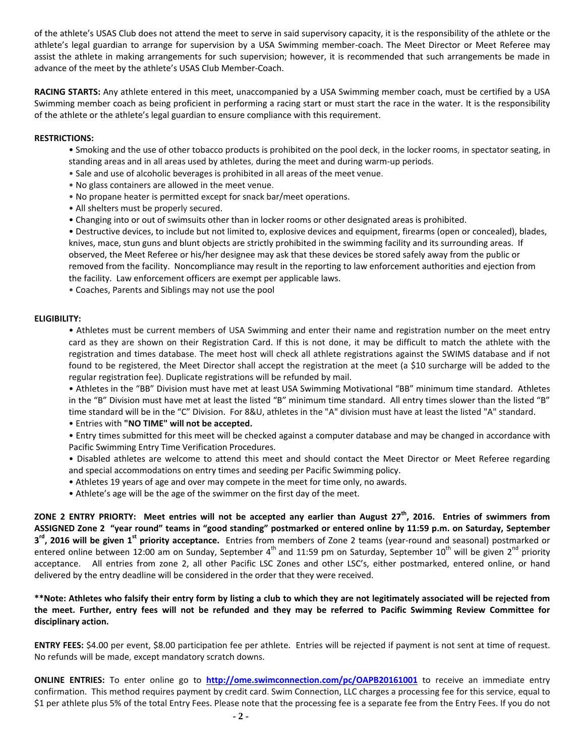of the athlete's USAS Club does not attend the meet to serve in said supervisory capacity, it is the responsibility of the athlete or the athlete's legal guardian to arrange for supervision by a USA Swimming member-coach. The Meet Director or Meet Referee may assist the athlete in making arrangements for such supervision; however, it is recommended that such arrangements be made in advance of the meet by the athlete's USAS Club Member-Coach.

**RACING STARTS:** Any athlete entered in this meet, unaccompanied by a USA Swimming member coach, must be certified by a USA Swimming member coach as being proficient in performing a racing start or must start the race in the water. It is the responsibility of the athlete or the athlete's legal guardian to ensure compliance with this requirement.

**RESTRICTIONS:**

- Smoking and the use of other tobacco products is prohibited on the pool deck, in the locker rooms, in spectator seating, in standing areas and in all areas used by athletes, during the meet and during warm-up periods.
- Sale and use of alcoholic beverages is prohibited in all areas of the meet venue.
- No glass containers are allowed in the meet venue.
- No propane heater is permitted except for snack bar/meet operations.
- All shelters must be properly secured.
- Changing into or out of swimsuits other than in locker rooms or other designated areas is prohibited.
- Destructive devices, to include but not limited to, explosive devices and equipment, firearms (open or concealed), blades, knives, mace, stun guns and blunt objects are strictly prohibited in the swimming facility and its surrounding areas. If observed, the Meet Referee or his/her designee may ask that these devices be stored safely away from the public or removed from the facility. Noncompliance may result in the reporting to law enforcement authorities and ejection from the facility. Law enforcement officers are exempt per applicable laws.
- Coaches, Parents and Siblings may not use the pool

**ELIGIBILITY:**

- Athletes must be current members of USA Swimming and enter their name and registration number on the meet entry card as they are shown on their Registration Card. If this is not done, it may be difficult to match the athlete with the registration and times database. The meet host will check all athlete registrations against the SWIMS database and if not found to be registered, the Meet Director shall accept the registration at the meet (a $10 surcharge will be added to the regular registration fee). Duplicate registrations will be refunded by mail.
- Athletes in the "BB" Division must have met at least USA Swimming Motivational "BB" minimum time standard. Athletes in the "B" Division must have met at least the listed "B" minimum time standard. All entry times slower than the listed "B" time standard will be in the "C" Division. For 8&U, athletes in the "A" division must have at least the listed "A" standard.
- Entries with **"NO TIME" will not be accepted.**
- Entry times submitted for this meet will be checked against a computer database and may be changed in accordance with Pacific Swimming Entry Time Verification Procedures.
- Disabled athletes are welcome to attend this meet and should contact the Meet Director or Meet Referee regarding and special accommodations on entry times and seeding per Pacific Swimming policy.
- Athletes 19 years of age and over may compete in the meet for time only, no awards.
- Athlete's age will be the age of the swimmer on the first day of the meet.

**ZONE 2 ENTRY PRIORTY: Meet entries will not be accepted any earlier than August 27th, 2016. Entries of swimmers from ASSIGNED Zone 2 "year round" teams in "good standing" postmarked or entered online by 11:59 p.m. on Saturday, September 3rd, 2016 will be given 1st priority acceptance.** Entries from members of Zone 2 teams (year-round and seasonal) postmarked or entered online between 12:00 am on Sunday, September 4th and 11:59 pm on Saturday, September 10th will be given 2nd priority acceptance. All entries from zone 2, all other Pacific LSC Zones and other LSC's, either postmarked, entered online, or hand delivered by the entry deadline will be considered in the order that they were received.

**\*\*Note: Athletes who falsify their entry form by listing a club to which they are not legitimately associated will be rejected from the meet. Further, entry fees will not be refunded and they may be referred to Pacific Swimming Review Committee for disciplinary action.**

**ENTRY FEES:** $4.00 per event, $8.00 participation fee per athlete. Entries will be rejected if payment is not sent at time of request. No refunds will be made, except mandatory scratch downs.

**ONLINE ENTRIES:** To enter online go to **http://ome.swimconnection.com/pc/OAPB20161001** to receive an immediate entry confirmation. This method requires payment by credit card. Swim Connection, LLC charges a processing fee for this service, equal to $1 per athlete plus 5% of the total Entry Fees. Please note that the processing fee is a separate fee from the Entry Fees. If you do not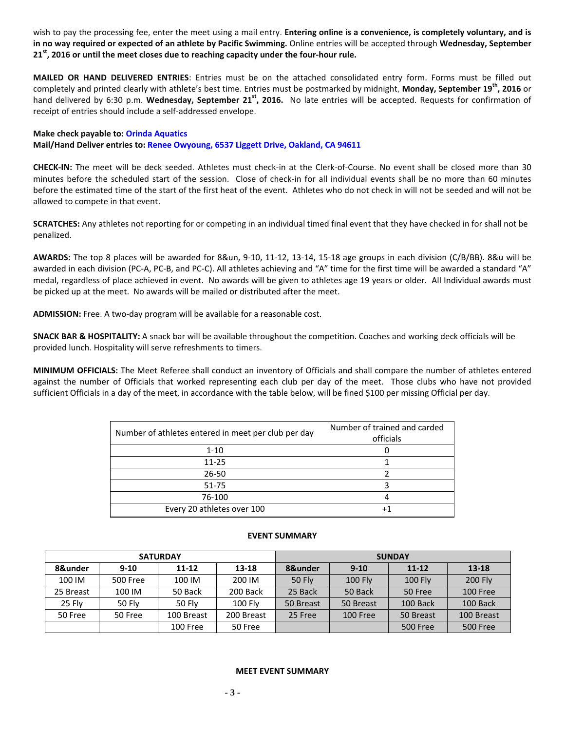wish to pay the processing fee, enter the meet using a mail entry. **Entering online is a convenience, is completely voluntary, and is in no way required or expected of an athlete by Pacific Swimming.** Online entries will be accepted through **Wednesday, September 21st, 2016 or until the meet closes due to reaching capacity under the four-hour rule.**

**MAILED OR HAND DELIVERED ENTRIES**: Entries must be on the attached consolidated entry form. Forms must be filled out completely and printed clearly with athlete's best time. Entries must be postmarked by midnight, **Monday, September 19th, 2016** or hand delivered by 6:30 p.m. **Wednesday, September 21st, 2016.** No late entries will be accepted. Requests for confirmation of receipt of entries should include a self-addressed envelope.

**Make check payable to: Orinda Aquatics**
**Mail/Hand Deliver entries to: Renee Owyoung, 6537 Liggett Drive, Oakland, CA 94611**

**CHECK-IN:** The meet will be deck seeded. Athletes must check-in at the Clerk-of-Course. No event shall be closed more than 30 minutes before the scheduled start of the session. Close of check-in for all individual events shall be no more than 60 minutes before the estimated time of the start of the first heat of the event. Athletes who do not check in will not be seeded and will not be allowed to compete in that event.

**SCRATCHES:** Any athletes not reporting for or competing in an individual timed final event that they have checked in for shall not be penalized.

**AWARDS:** The top 8 places will be awarded for 8&un, 9-10, 11-12, 13-14, 15-18 age groups in each division (C/B/BB). 8&u will be awarded in each division (PC-A, PC-B, and PC-C). All athletes achieving and "A" time for the first time will be awarded a standard "A" medal, regardless of place achieved in event. No awards will be given to athletes age 19 years or older. All Individual awards must be picked up at the meet. No awards will be mailed or distributed after the meet.

**ADMISSION:** Free. A two-day program will be available for a reasonable cost.

**SNACK BAR & HOSPITALITY:** A snack bar will be available throughout the competition. Coaches and working deck officials will be provided lunch. Hospitality will serve refreshments to timers.

**MINIMUM OFFICIALS:** The Meet Referee shall conduct an inventory of Officials and shall compare the number of athletes entered against the number of Officials that worked representing each club per day of the meet. Those clubs who have not provided sufficient Officials in a day of the meet, in accordance with the table below, will be fined $100 per missing Official per day.

| Number of athletes entered in meet per club per day | Number of trained and carded officials |
|---|---|
| 1-10 | 0 |
| 11-25 | 1 |
| 26-50 | 2 |
| 51-75 | 3 |
| 76-100 | 4 |
| Every 20 athletes over 100 | +1 |

**EVENT SUMMARY**

| SATURDAY | | | | SUNDAY | | | |
|---|---|---|---|---|---|---|---|
| 8&under | 9-10 | 11-12 | 13-18 | 8&under | 9-10 | 11-12 | 13-18 |
| 100 IM | 500 Free | 100 IM | 200 IM | 50 Fly | 100 Fly | 100 Fly | 200 Fly |
| 25 Breast | 100 IM | 50 Back | 200 Back | 25 Back | 50 Back | 50 Free | 100 Free |
| 25 Fly | 50 Fly | 50 Fly | 100 Fly | 50 Breast | 50 Breast | 100 Back | 100 Back |
| 50 Free | 50 Free | 100 Breast | 200 Breast | 25 Free | 100 Free | 50 Breast | 100 Breast |
| | | 100 Free | 50 Free | | | 500 Free | 500 Free |

**MEET EVENT SUMMARY**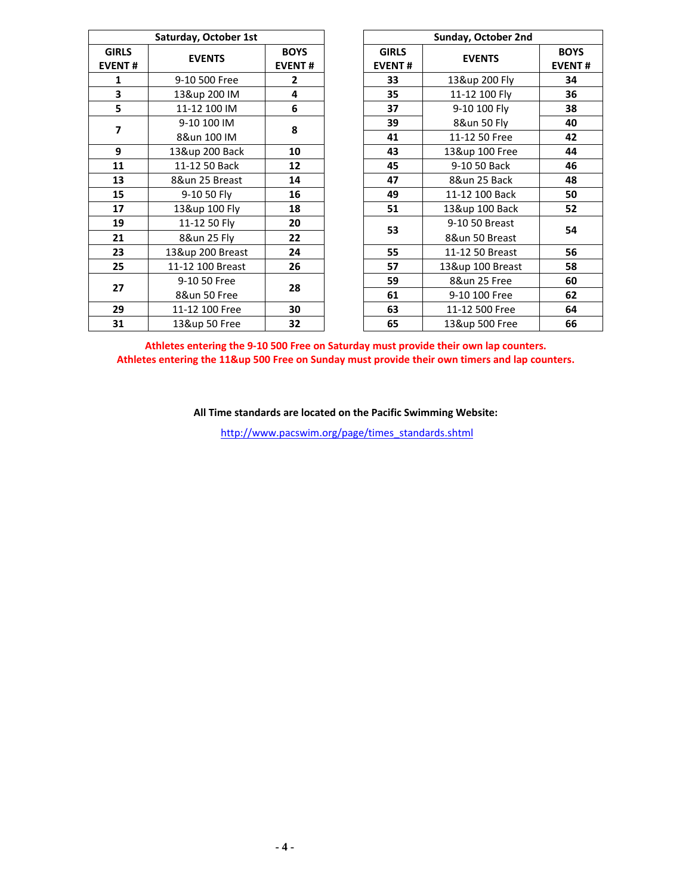| Saturday, October 1st | | |
|---|---|---|
| **GIRLS EVENT #** | **EVENTS** | **BOYS EVENT #** |
| **1** | 9-10 500 Free | **2** |
| **3** | 13&up 200 IM | **4** |
| **5** | 11-12 100 IM | **6** |
| **7** | 9-10 100 IM<br>8&un 100 IM | **8** |
| **9** | 13&up 200 Back | **10** |
| **11** | 11-12 50 Back | **12** |
| **13** | 8&un 25 Breast | **14** |
| **15** | 9-10 50 Fly | **16** |
| **17** | 13&up 100 Fly | **18** |
| **19** | 11-12 50 Fly | **20** |
| **21** | 8&un 25 Fly | **22** |
| **23** | 13&up 200 Breast | **24** |
| **25** | 11-12 100 Breast | **26** |
| **27** | 9-10 50 Free<br>8&un 50 Free | **28** |
| **29** | 11-12 100 Free | **30** |
| **31** | 13&up 50 Free | **32** |

| Sunday, October 2nd | | |
|---|---|---|
| **GIRLS EVENT #** | **EVENTS** | **BOYS EVENT #** |
| **33** | 13&up 200 Fly | **34** |
| **35** | 11-12 100 Fly | **36** |
| **37** | 9-10 100 Fly | **38** |
| **39** | 8&un 50 Fly | **40** |
| **41** | 11-12 50 Free | **42** |
| **43** | 13&up 100 Free | **44** |
| **45** | 9-10 50 Back | **46** |
| **47** | 8&un 25 Back | **48** |
| **49** | 11-12 100 Back | **50** |
| **51** | 13&up 100 Back | **52** |
| **53** | 9-10 50 Breast<br>8&un 50 Breast | **54** |
| **55** | 11-12 50 Breast | **56** |
| **57** | 13&up 100 Breast | **58** |
| **59** | 8&un 25 Free | **60** |
| **61** | 9-10 100 Free | **62** |
| **63** | 11-12 500 Free | **64** |
| **65** | 13&up 500 Free | **66** |

**Athletes entering the 9-10 500 Free on Saturday must provide their own lap counters.**
**Athletes entering the 11&up 500 Free on Sunday must provide their own timers and lap counters.**

**All Time standards are located on the Pacific Swimming Website:**

http://www.pacswim.org/page/times_standards.shtml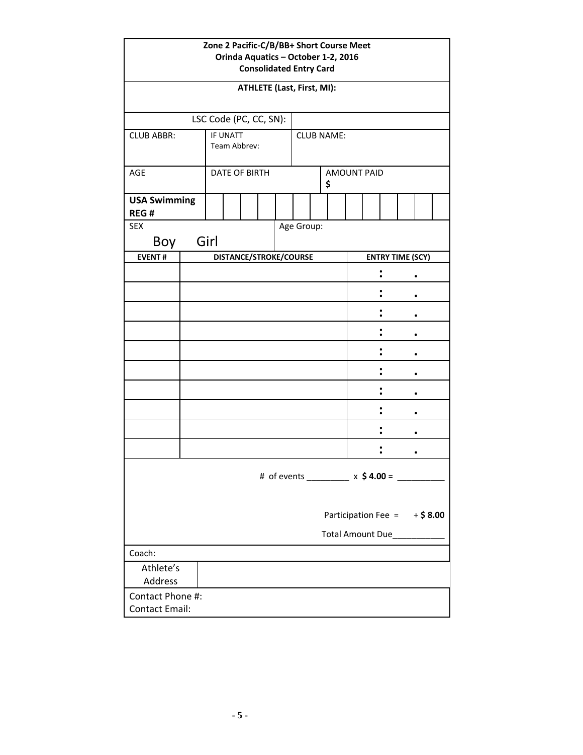**Zone 2 Pacific-C/B/BB+ Short Course Meet**
**Orinda Aquatics – October 1-2, 2016**
**Consolidated Entry Card**

**ATHLETE (Last, First, MI):**

| | | |
|---|---|---|
| LSC Code (PC, CC, SN): | | |
| CLUB ABBR: | IF UNATT Team Abbrev: | CLUB NAME: |
| AGE | DATE OF BIRTH | AMOUNT PAID $ |
| **USA Swimming REG #** | | |
| SEX Boy Girl | | Age Group: |

| EVENT # | DISTANCE/STROKE/COURSE | ENTRY TIME (SCY) |
|---|---|---|
| | | : . |
| | | : . |
| | | : . |
| | | : . |
| | | : . |
| | | : . |
| | | : . |
| | | : . |
| | | : . |
| | | : . |

# of events _________ x **$ 4.00** = __________

Participation Fee = + **$ 8.00**

Total Amount Due___________

| | |
|---|---|
| Coach: | |
| Athlete's Address | |
| Contact Phone #: Contact Email: | |